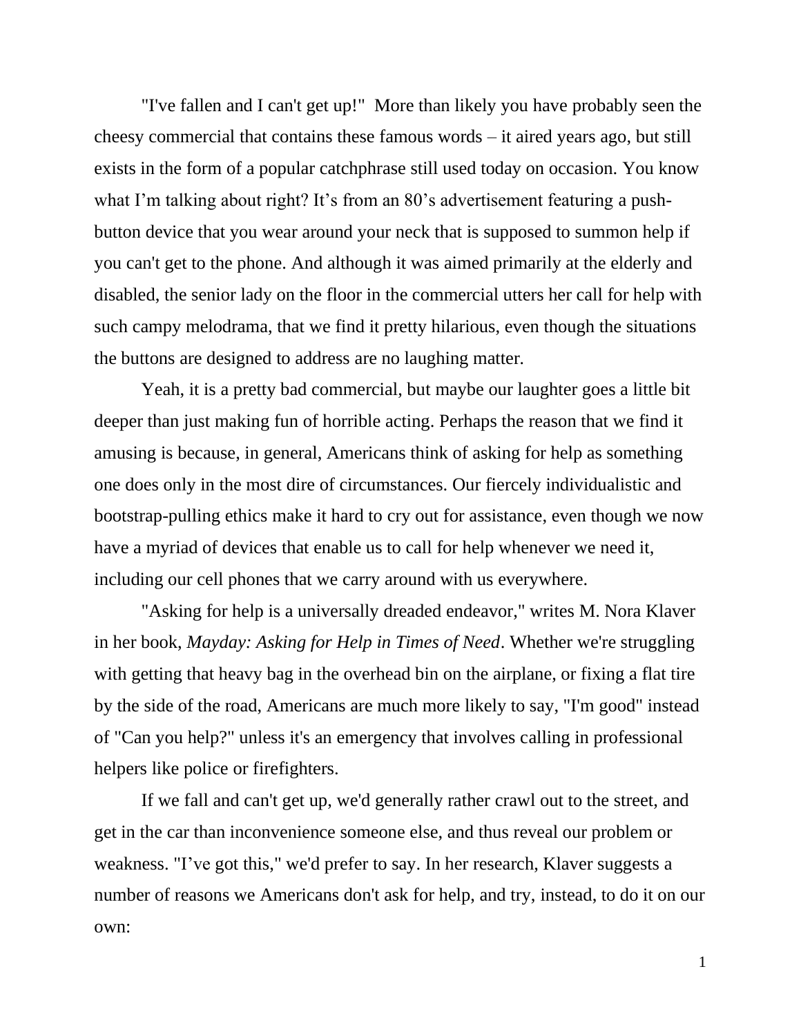"I've fallen and I can't get up!" More than likely you have probably seen the cheesy commercial that contains these famous words – it aired years ago, but still exists in the form of a popular catchphrase still used today on occasion. You know what I'm talking about right? It's from an 80's advertisement featuring a push-button device that you wear around your neck that is supposed to summon help if you can't get to the phone. And although it was aimed primarily at the elderly and disabled, the senior lady on the floor in the commercial utters her call for help with such campy melodrama, that we find it pretty hilarious, even though the situations the buttons are designed to address are no laughing matter.

Yeah, it is a pretty bad commercial, but maybe our laughter goes a little bit deeper than just making fun of horrible acting. Perhaps the reason that we find it amusing is because, in general, Americans think of asking for help as something one does only in the most dire of circumstances. Our fiercely individualistic and bootstrap-pulling ethics make it hard to cry out for assistance, even though we now have a myriad of devices that enable us to call for help whenever we need it, including our cell phones that we carry around with us everywhere.

"Asking for help is a universally dreaded endeavor," writes M. Nora Klaver in her book, *Mayday: Asking for Help in Times of Need*. Whether we're struggling with getting that heavy bag in the overhead bin on the airplane, or fixing a flat tire by the side of the road, Americans are much more likely to say, "I'm good" instead of "Can you help?" unless it's an emergency that involves calling in professional helpers like police or firefighters.

If we fall and can't get up, we'd generally rather crawl out to the street, and get in the car than inconvenience someone else, and thus reveal our problem or weakness. "I've got this," we'd prefer to say. In her research, Klaver suggests a number of reasons we Americans don't ask for help, and try, instead, to do it on our own: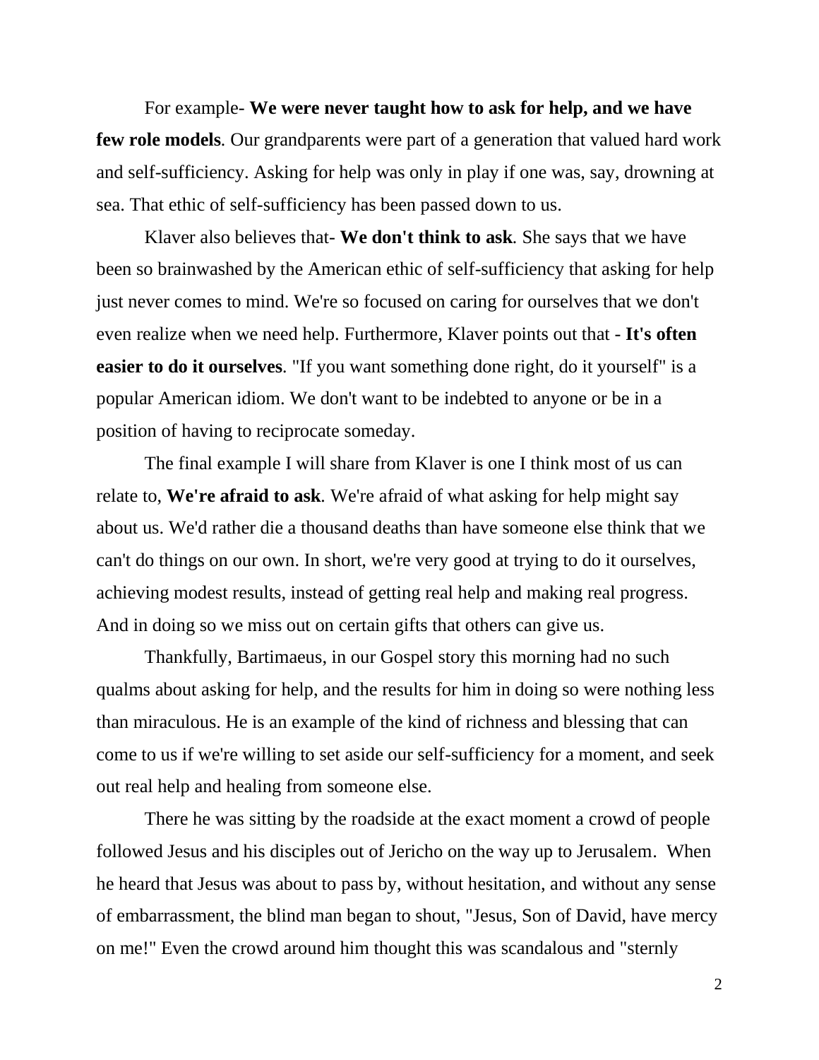For example- **We were never taught how to ask for help, and we have few role models**. Our grandparents were part of a generation that valued hard work and self-sufficiency. Asking for help was only in play if one was, say, drowning at sea. That ethic of self-sufficiency has been passed down to us.

Klaver also believes that- **We don't think to ask**. She says that we have been so brainwashed by the American ethic of self-sufficiency that asking for help just never comes to mind. We're so focused on caring for ourselves that we don't even realize when we need help. Furthermore, Klaver points out that - **It's often easier to do it ourselves**. "If you want something done right, do it yourself" is a popular American idiom. We don't want to be indebted to anyone or be in a position of having to reciprocate someday.

The final example I will share from Klaver is one I think most of us can relate to, **We're afraid to ask**. We're afraid of what asking for help might say about us. We'd rather die a thousand deaths than have someone else think that we can't do things on our own. In short, we're very good at trying to do it ourselves, achieving modest results, instead of getting real help and making real progress. And in doing so we miss out on certain gifts that others can give us.

Thankfully, Bartimaeus, in our Gospel story this morning had no such qualms about asking for help, and the results for him in doing so were nothing less than miraculous. He is an example of the kind of richness and blessing that can come to us if we're willing to set aside our self-sufficiency for a moment, and seek out real help and healing from someone else.

There he was sitting by the roadside at the exact moment a crowd of people followed Jesus and his disciples out of Jericho on the way up to Jerusalem. When he heard that Jesus was about to pass by, without hesitation, and without any sense of embarrassment, the blind man began to shout, "Jesus, Son of David, have mercy on me!" Even the crowd around him thought this was scandalous and "sternly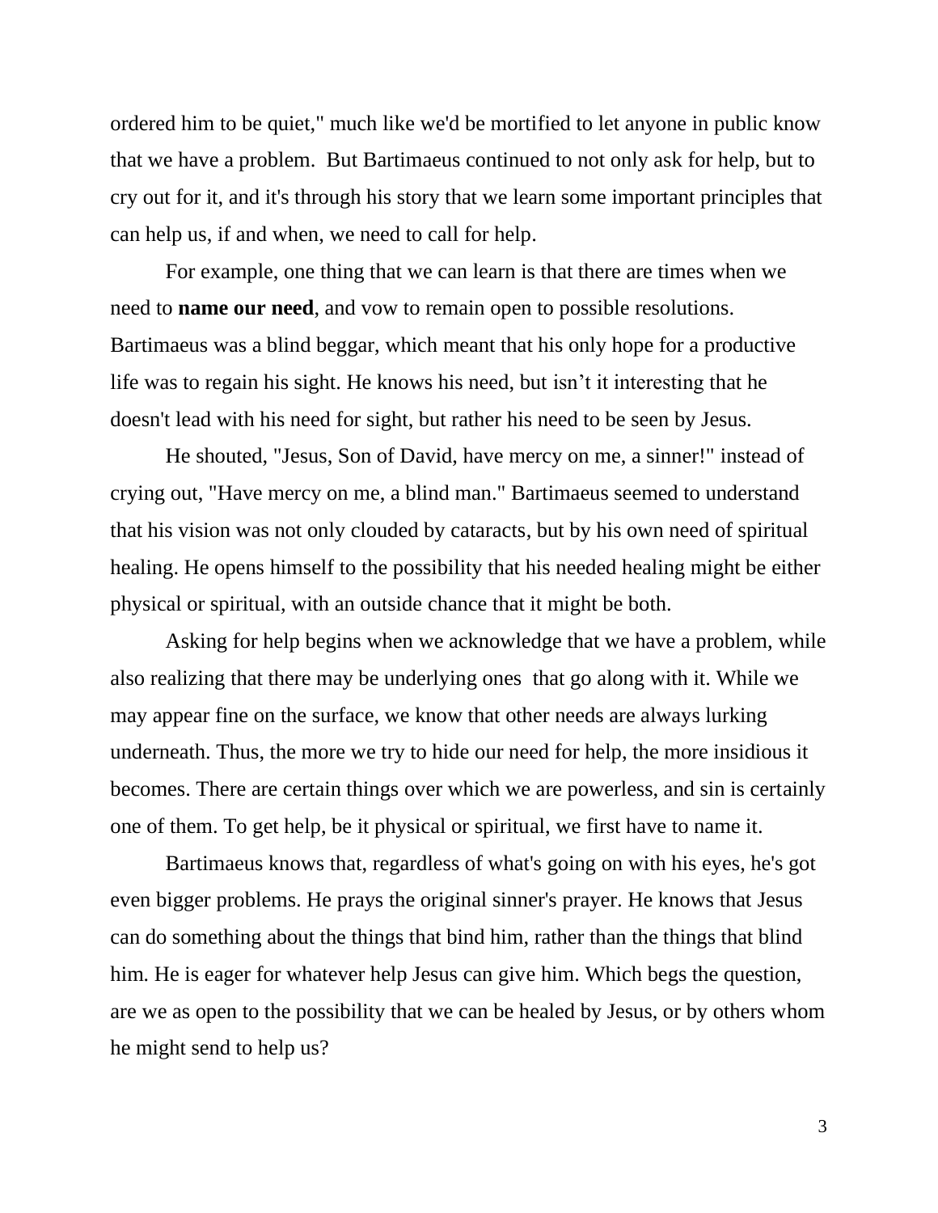ordered him to be quiet," much like we'd be mortified to let anyone in public know that we have a problem. But Bartimaeus continued to not only ask for help, but to cry out for it, and it's through his story that we learn some important principles that can help us, if and when, we need to call for help.

For example, one thing that we can learn is that there are times when we need to **name our need**, and vow to remain open to possible resolutions. Bartimaeus was a blind beggar, which meant that his only hope for a productive life was to regain his sight. He knows his need, but isn't it interesting that he doesn't lead with his need for sight, but rather his need to be seen by Jesus.

He shouted, "Jesus, Son of David, have mercy on me, a sinner!" instead of crying out, "Have mercy on me, a blind man." Bartimaeus seemed to understand that his vision was not only clouded by cataracts, but by his own need of spiritual healing. He opens himself to the possibility that his needed healing might be either physical or spiritual, with an outside chance that it might be both.

Asking for help begins when we acknowledge that we have a problem, while also realizing that there may be underlying ones that go along with it. While we may appear fine on the surface, we know that other needs are always lurking underneath. Thus, the more we try to hide our need for help, the more insidious it becomes. There are certain things over which we are powerless, and sin is certainly one of them. To get help, be it physical or spiritual, we first have to name it.

Bartimaeus knows that, regardless of what's going on with his eyes, he's got even bigger problems. He prays the original sinner's prayer. He knows that Jesus can do something about the things that bind him, rather than the things that blind him. He is eager for whatever help Jesus can give him. Which begs the question, are we as open to the possibility that we can be healed by Jesus, or by others whom he might send to help us?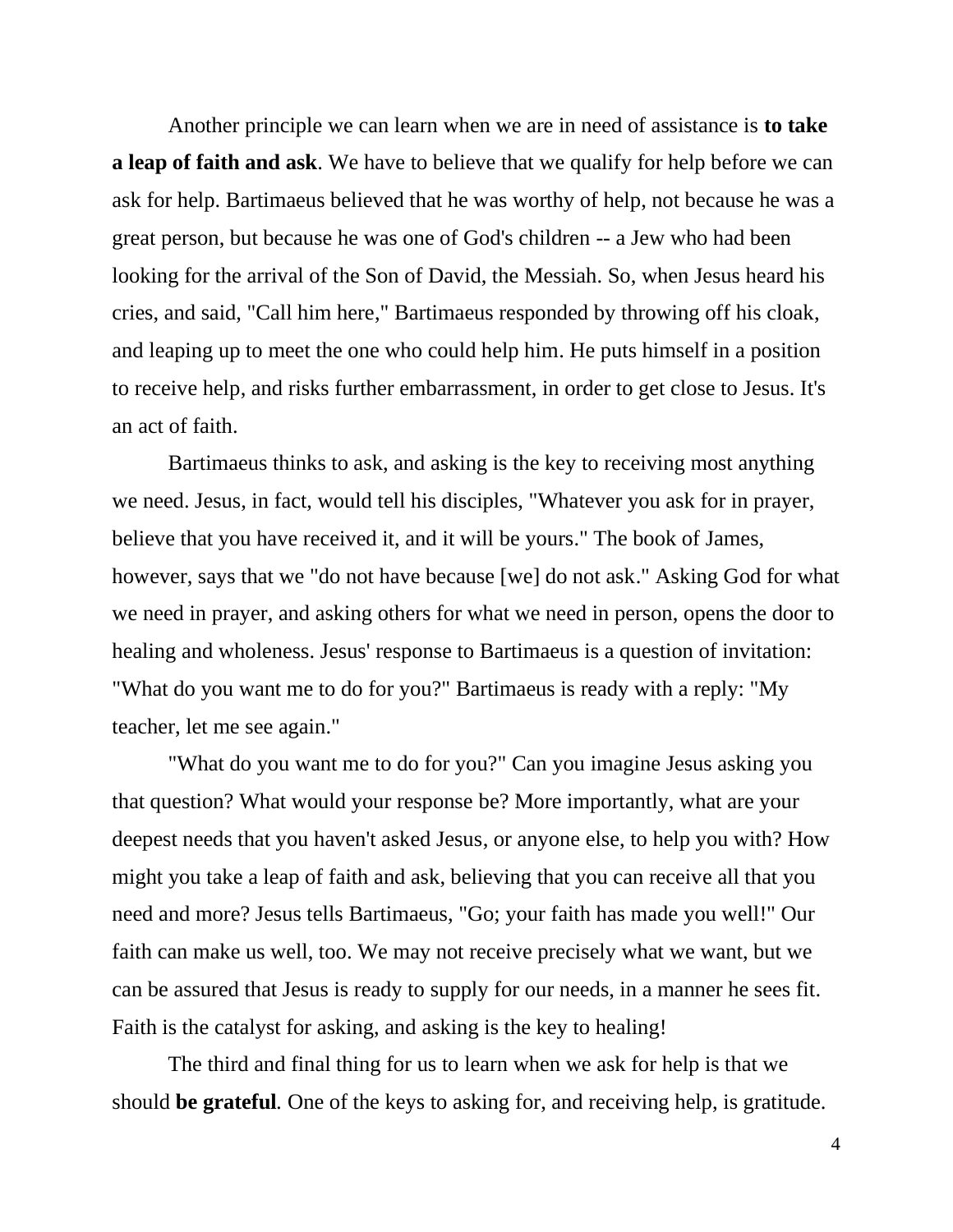Another principle we can learn when we are in need of assistance is **to take a leap of faith and ask**. We have to believe that we qualify for help before we can ask for help. Bartimaeus believed that he was worthy of help, not because he was a great person, but because he was one of God's children -- a Jew who had been looking for the arrival of the Son of David, the Messiah. So, when Jesus heard his cries, and said, "Call him here," Bartimaeus responded by throwing off his cloak, and leaping up to meet the one who could help him. He puts himself in a position to receive help, and risks further embarrassment, in order to get close to Jesus. It's an act of faith.

Bartimaeus thinks to ask, and asking is the key to receiving most anything we need. Jesus, in fact, would tell his disciples, "Whatever you ask for in prayer, believe that you have received it, and it will be yours." The book of James, however, says that we "do not have because [we] do not ask." Asking God for what we need in prayer, and asking others for what we need in person, opens the door to healing and wholeness. Jesus' response to Bartimaeus is a question of invitation: "What do you want me to do for you?" Bartimaeus is ready with a reply: "My teacher, let me see again."

"What do you want me to do for you?" Can you imagine Jesus asking you that question? What would your response be? More importantly, what are your deepest needs that you haven't asked Jesus, or anyone else, to help you with? How might you take a leap of faith and ask, believing that you can receive all that you need and more? Jesus tells Bartimaeus, "Go; your faith has made you well!" Our faith can make us well, too. We may not receive precisely what we want, but we can be assured that Jesus is ready to supply for our needs, in a manner he sees fit. Faith is the catalyst for asking, and asking is the key to healing!

The third and final thing for us to learn when we ask for help is that we should **be grateful**. One of the keys to asking for, and receiving help, is gratitude.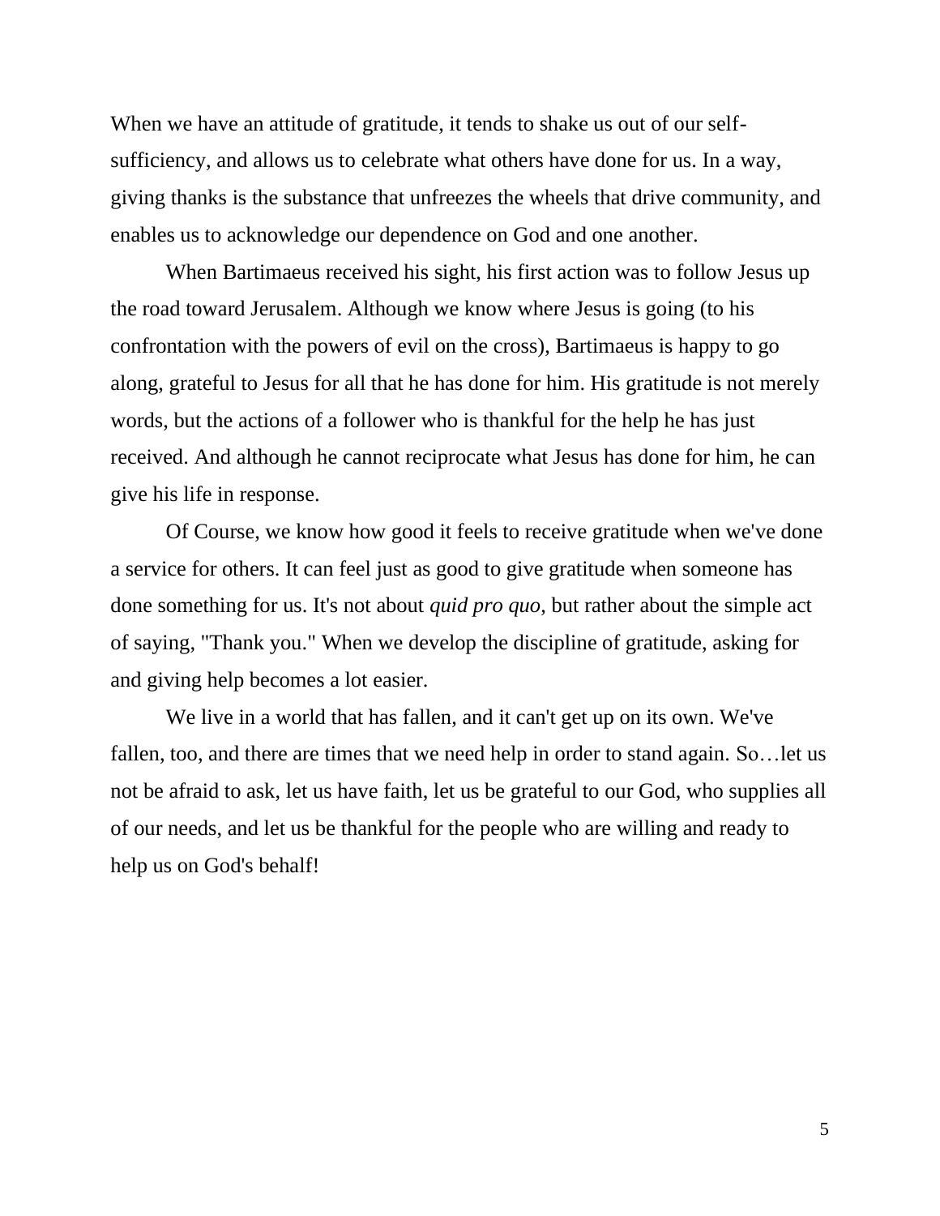When we have an attitude of gratitude, it tends to shake us out of our self-sufficiency, and allows us to celebrate what others have done for us. In a way, giving thanks is the substance that unfreezes the wheels that drive community, and enables us to acknowledge our dependence on God and one another.

When Bartimaeus received his sight, his first action was to follow Jesus up the road toward Jerusalem. Although we know where Jesus is going (to his confrontation with the powers of evil on the cross), Bartimaeus is happy to go along, grateful to Jesus for all that he has done for him. His gratitude is not merely words, but the actions of a follower who is thankful for the help he has just received. And although he cannot reciprocate what Jesus has done for him, he can give his life in response.

Of Course, we know how good it feels to receive gratitude when we've done a service for others. It can feel just as good to give gratitude when someone has done something for us. It's not about *quid pro quo*, but rather about the simple act of saying, "Thank you." When we develop the discipline of gratitude, asking for and giving help becomes a lot easier.

We live in a world that has fallen, and it can't get up on its own. We've fallen, too, and there are times that we need help in order to stand again. So…let us not be afraid to ask, let us have faith, let us be grateful to our God, who supplies all of our needs, and let us be thankful for the people who are willing and ready to help us on God's behalf!